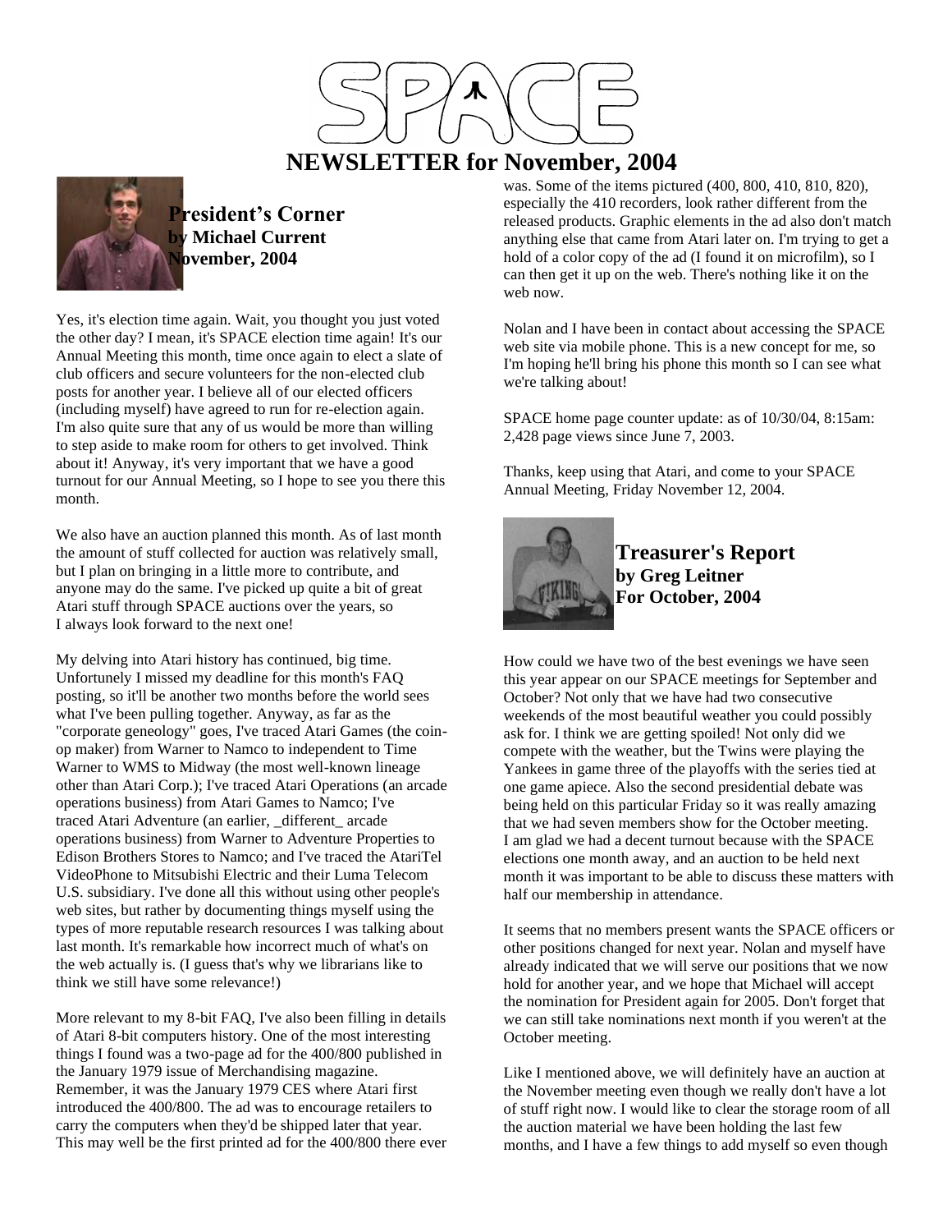# SPACE

## NEWSLETTER for November, 2004

### President's Corner
**by Michael Current**
**November, 2004**

Yes, it's election time again. Wait, you thought you just voted the other day? I mean, it's SPACE election time again! It's our Annual Meeting this month, time once again to elect a slate of club officers and secure volunteers for the non-elected club posts for another year. I believe all of our elected officers (including myself) have agreed to run for re-election again. I'm also quite sure that any of us would be more than willing to step aside to make room for others to get involved. Think about it! Anyway, it's very important that we have a good turnout for our Annual Meeting, so I hope to see you there this month.

We also have an auction planned this month. As of last month the amount of stuff collected for auction was relatively small, but I plan on bringing in a little more to contribute, and anyone may do the same. I've picked up quite a bit of great Atari stuff through SPACE auctions over the years, so I always look forward to the next one!

My delving into Atari history has continued, big time. Unfortunely I missed my deadline for this month's FAQ posting, so it'll be another two months before the world sees what I've been pulling together. Anyway, as far as the "corporate geneology" goes, I've traced Atari Games (the coin-op maker) from Warner to Namco to independent to Time Warner to WMS to Midway (the most well-known lineage other than Atari Corp.); I've traced Atari Operations (an arcade operations business) from Atari Games to Namco; I've traced Atari Adventure (an earlier, _different_ arcade operations business) from Warner to Adventure Properties to Edison Brothers Stores to Namco; and I've traced the AtariTel VideoPhone to Mitsubishi Electric and their Luma Telecom U.S. subsidiary. I've done all this without using other people's web sites, but rather by documenting things myself using the types of more reputable research resources I was talking about last month. It's remarkable how incorrect much of what's on the web actually is. (I guess that's why we librarians like to think we still have some relevance!)

More relevant to my 8-bit FAQ, I've also been filling in details of Atari 8-bit computers history. One of the most interesting things I found was a two-page ad for the 400/800 published in the January 1979 issue of Merchandising magazine. Remember, it was the January 1979 CES where Atari first introduced the 400/800. The ad was to encourage retailers to carry the computers when they'd be shipped later that year. This may well be the first printed ad for the 400/800 there ever was. Some of the items pictured (400, 800, 410, 810, 820), especially the 410 recorders, look rather different from the released products. Graphic elements in the ad also don't match anything else that came from Atari later on. I'm trying to get a hold of a color copy of the ad (I found it on microfilm), so I can then get it up on the web. There's nothing like it on the web now.

Nolan and I have been in contact about accessing the SPACE web site via mobile phone. This is a new concept for me, so I'm hoping he'll bring his phone this month so I can see what we're talking about!

SPACE home page counter update: as of 10/30/04, 8:15am: 2,428 page views since June 7, 2003.

Thanks, keep using that Atari, and come to your SPACE Annual Meeting, Friday November 12, 2004.

### Treasurer's Report
**by Greg Leitner**
**For October, 2004**

How could we have two of the best evenings we have seen this year appear on our SPACE meetings for September and October? Not only that we have had two consecutive weekends of the most beautiful weather you could possibly ask for. I think we are getting spoiled! Not only did we compete with the weather, but the Twins were playing the Yankees in game three of the playoffs with the series tied at one game apiece. Also the second presidential debate was being held on this particular Friday so it was really amazing that we had seven members show for the October meeting. I am glad we had a decent turnout because with the SPACE elections one month away, and an auction to be held next month it was important to be able to discuss these matters with half our membership in attendance.

It seems that no members present wants the SPACE officers or other positions changed for next year. Nolan and myself have already indicated that we will serve our positions that we now hold for another year, and we hope that Michael will accept the nomination for President again for 2005. Don't forget that we can still take nominations next month if you weren't at the October meeting.

Like I mentioned above, we will definitely have an auction at the November meeting even though we really don't have a lot of stuff right now. I would like to clear the storage room of all the auction material we have been holding the last few months, and I have a few things to add myself so even though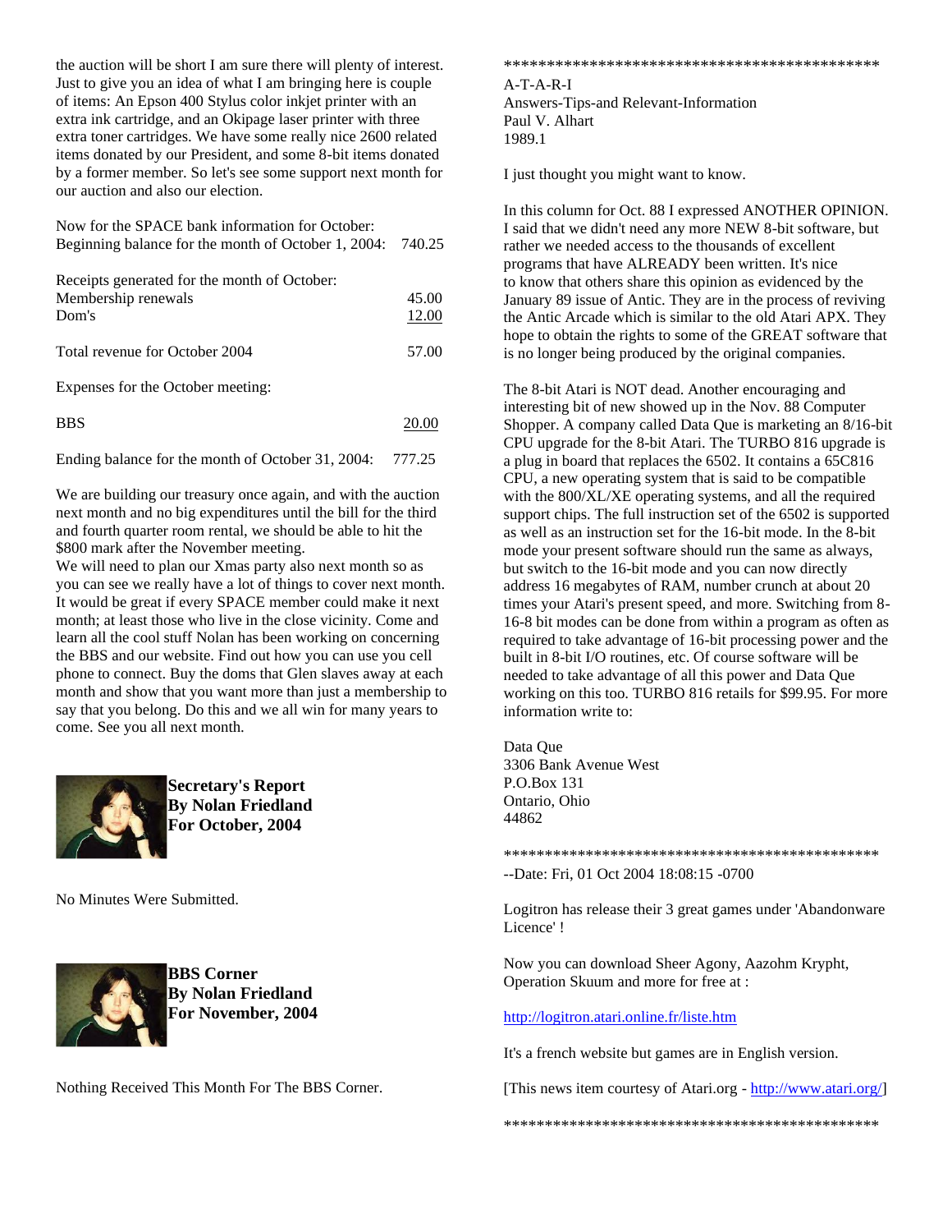the auction will be short I am sure there will plenty of interest. Just to give you an idea of what I am bringing here is couple of items: An Epson 400 Stylus color inkjet printer with an extra ink cartridge, and an Okipage laser printer with three extra toner cartridges. We have some really nice 2600 related items donated by our President, and some 8-bit items donated by a former member. So let's see some support next month for our auction and also our election.

Now for the SPACE bank information for October:

| | |
|---|---|
| Beginning balance for the month of October 1, 2004: | 740.25 |
| Receipts generated for the month of October: | |
| Membership renewals | 45.00 |
| Dom's | 12.00 |
| Total revenue for October 2004 | 57.00 |
| Expenses for the October meeting: | |
| BBS | 20.00 |
| Ending balance for the month of October 31, 2004: | 777.25 |

We are building our treasury once again, and with the auction next month and no big expenditures until the bill for the third and fourth quarter room rental, we should be able to hit the $800 mark after the November meeting.
We will need to plan our Xmas party also next month so as you can see we really have a lot of things to cover next month. It would be great if every SPACE member could make it next month; at least those who live in the close vicinity. Come and learn all the cool stuff Nolan has been working on concerning the BBS and our website. Find out how you can use you cell phone to connect. Buy the doms that Glen slaves away at each month and show that you want more than just a membership to say that you belong. Do this and we all win for many years to come. See you all next month.

**Secretary's Report**
**By Nolan Friedland**
**For October, 2004**

No Minutes Were Submitted.

**BBS Corner**
**By Nolan Friedland**
**For November, 2004**

Nothing Received This Month For The BBS Corner.

**********************************************

A-T-A-R-I
Answers-Tips-and Relevant-Information
Paul V. Alhart
1989.1

I just thought you might want to know.

In this column for Oct. 88 I expressed ANOTHER OPINION. I said that we didn't need any more NEW 8-bit software, but rather we needed access to the thousands of excellent programs that have ALREADY been written. It's nice to know that others share this opinion as evidenced by the January 89 issue of Antic. They are in the process of reviving the Antic Arcade which is similar to the old Atari APX. They hope to obtain the rights to some of the GREAT software that is no longer being produced by the original companies.

The 8-bit Atari is NOT dead. Another encouraging and interesting bit of new showed up in the Nov. 88 Computer Shopper. A company called Data Que is marketing an 8/16-bit CPU upgrade for the 8-bit Atari. The TURBO 816 upgrade is a plug in board that replaces the 6502. It contains a 65C816 CPU, a new operating system that is said to be compatible with the 800/XL/XE operating systems, and all the required support chips. The full instruction set of the 6502 is supported as well as an instruction set for the 16-bit mode. In the 8-bit mode your present software should run the same as always, but switch to the 16-bit mode and you can now directly address 16 megabytes of RAM, number crunch at about 20 times your Atari's present speed, and more. Switching from 8-16-8 bit modes can be done from within a program as often as required to take advantage of 16-bit processing power and the built in 8-bit I/O routines, etc. Of course software will be needed to take advantage of all this power and Data Que working on this too. TURBO 816 retails for $99.95. For more information write to:

Data Que
3306 Bank Avenue West
P.O.Box 131
Ontario, Ohio
44862

**********************************************

--Date: Fri, 01 Oct 2004 18:08:15 -0700

Logitron has release their 3 great games under 'Abandonware Licence' !

Now you can download Sheer Agony, Aazohm Krypht, Operation Skuum and more for free at :

http://logitron.atari.online.fr/liste.htm

It's a french website but games are in English version.

[This news item courtesy of Atari.org - http://www.atari.org/]

**********************************************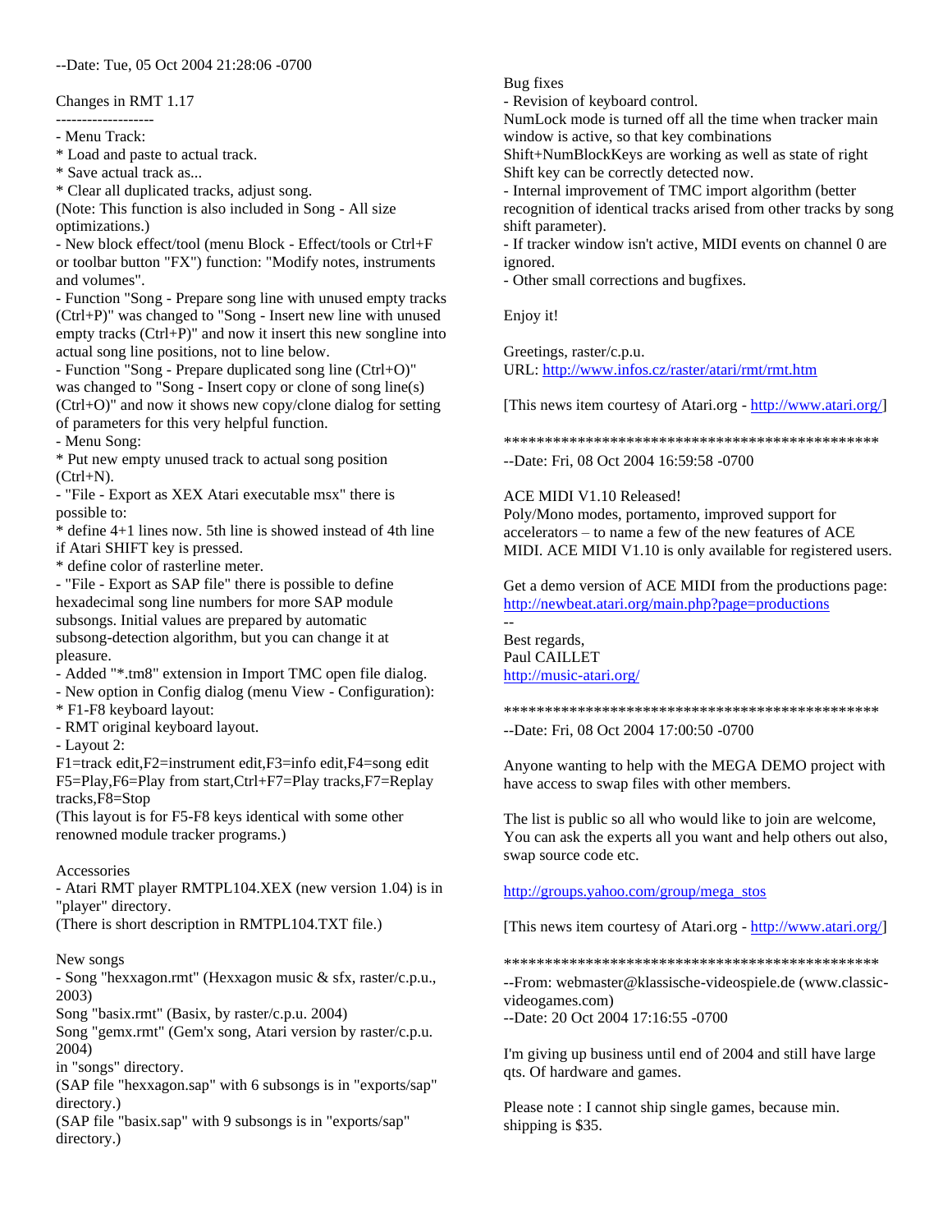--Date: Tue, 05 Oct 2004 21:28:06 -0700

Changes in RMT 1.17
-------------------
- Menu Track:
* Load and paste to actual track.
* Save actual track as...
* Clear all duplicated tracks, adjust song.
(Note: This function is also included in Song - All size optimizations.)
- New block effect/tool (menu Block - Effect/tools or Ctrl+F or toolbar button "FX") function: "Modify notes, instruments and volumes".
- Function "Song - Prepare song line with unused empty tracks (Ctrl+P)" was changed to "Song - Insert new line with unused empty tracks (Ctrl+P)" and now it insert this new songline into actual song line positions, not to line below.
- Function "Song - Prepare duplicated song line (Ctrl+O)" was changed to "Song - Insert copy or clone of song line(s) (Ctrl+O)" and now it shows new copy/clone dialog for setting of parameters for this very helpful function.
- Menu Song:
* Put new empty unused track to actual song position (Ctrl+N).
- "File - Export as XEX Atari executable msx" there is possible to:
* define 4+1 lines now. 5th line is showed instead of 4th line if Atari SHIFT key is pressed.
* define color of rasterline meter.
- "File - Export as SAP file" there is possible to define hexadecimal song line numbers for more SAP module subsongs. Initial values are prepared by automatic subsong-detection algorithm, but you can change it at pleasure.
- Added "*.tm8" extension in Import TMC open file dialog.
- New option in Config dialog (menu View - Configuration):
* F1-F8 keyboard layout:
- RMT original keyboard layout.
- Layout 2:
F1=track edit,F2=instrument edit,F3=info edit,F4=song edit
F5=Play,F6=Play from start,Ctrl+F7=Play tracks,F7=Replay tracks,F8=Stop
(This layout is for F5-F8 keys identical with some other renowned module tracker programs.)

Accessories
- Atari RMT player RMTPL104.XEX (new version 1.04) is in "player" directory.
(There is short description in RMTPL104.TXT file.)

New songs
- Song "hexxagon.rmt" (Hexxagon music & sfx, raster/c.p.u., 2003)
Song "basix.rmt" (Basix, by raster/c.p.u. 2004)
Song "gemx.rmt" (Gem'x song, Atari version by raster/c.p.u. 2004)
in "songs" directory.
(SAP file "hexxagon.sap" with 6 subsongs is in "exports/sap" directory.)
(SAP file "basix.sap" with 9 subsongs is in "exports/sap" directory.)

Bug fixes
- Revision of keyboard control.
NumLock mode is turned off all the time when tracker main window is active, so that key combinations Shift+NumBlockKeys are working as well as state of right Shift key can be correctly detected now.
- Internal improvement of TMC import algorithm (better recognition of identical tracks arised from other tracks by song shift parameter).
- If tracker window isn't active, MIDI events on channel 0 are ignored.
- Other small corrections and bugfixes.

Enjoy it!

Greetings, raster/c.p.u.
URL: http://www.infos.cz/raster/atari/rmt/rmt.htm

[This news item courtesy of Atari.org - http://www.atari.org/]

************************************************

--Date: Fri, 08 Oct 2004 16:59:58 -0700

ACE MIDI V1.10 Released!
Poly/Mono modes, portamento, improved support for accelerators – to name a few of the new features of ACE MIDI. ACE MIDI V1.10 is only available for registered users.

Get a demo version of ACE MIDI from the productions page:
http://newbeat.atari.org/main.php?page=productions

--
Best regards,
Paul CAILLET
http://music-atari.org/

************************************************

--Date: Fri, 08 Oct 2004 17:00:50 -0700

Anyone wanting to help with the MEGA DEMO project with have access to swap files with other members.

The list is public so all who would like to join are welcome, You can ask the experts all you want and help others out also, swap source code etc.

http://groups.yahoo.com/group/mega_stos

[This news item courtesy of Atari.org - http://www.atari.org/]

************************************************

--From: webmaster@klassische-videospiele.de (www.classic-videogames.com)
--Date: 20 Oct 2004 17:16:55 -0700

I'm giving up business until end of 2004 and still have large qts. Of hardware and games.

Please note : I cannot ship single games, because min. shipping is $35.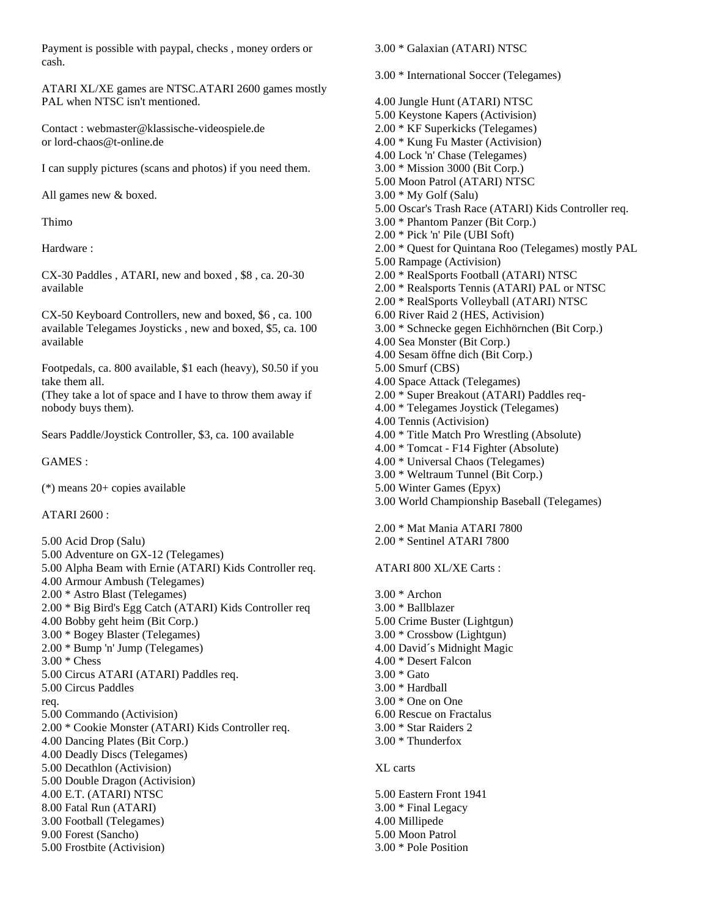Payment is possible with paypal, checks , money orders or cash.

ATARI XL/XE games are NTSC.ATARI 2600 games mostly PAL when NTSC isn't mentioned.

Contact : webmaster@klassische-videospiele.de
or lord-chaos@t-online.de

I can supply pictures (scans and photos) if you need them.

All games new & boxed.

Thimo

Hardware :

CX-30 Paddles , ATARI, new and boxed , $8 , ca. 20-30 available

CX-50 Keyboard Controllers, new and boxed, $6 , ca. 100 available Telegames Joysticks , new and boxed, $5, ca. 100 available

Footpedals, ca. 800 available, $1 each (heavy), S0.50 if you take them all.
(They take a lot of space and I have to throw them away if nobody buys them).

Sears Paddle/Joystick Controller, $3, ca. 100 available

GAMES :

(*) means 20+ copies available

ATARI 2600 :

5.00 Acid Drop (Salu)
5.00 Adventure on GX-12 (Telegames)
5.00 Alpha Beam with Ernie (ATARI) Kids Controller req.
4.00 Armour Ambush (Telegames)
2.00 * Astro Blast (Telegames)
2.00 * Big Bird's Egg Catch (ATARI) Kids Controller req
4.00 Bobby geht heim (Bit Corp.)
3.00 * Bogey Blaster (Telegames)
2.00 * Bump 'n' Jump (Telegames)
3.00 * Chess
5.00 Circus ATARI (ATARI) Paddles req.
5.00 Circus Paddles
req.
5.00 Commando (Activision)
2.00 * Cookie Monster (ATARI) Kids Controller req.
4.00 Dancing Plates (Bit Corp.)
4.00 Deadly Discs (Telegames)
5.00 Decathlon (Activision)
5.00 Double Dragon (Activision)
4.00 E.T. (ATARI) NTSC
8.00 Fatal Run (ATARI)
3.00 Football (Telegames)
9.00 Forest (Sancho)
5.00 Frostbite (Activision)
3.00 * Galaxian (ATARI) NTSC

3.00 * International Soccer (Telegames)

4.00 Jungle Hunt (ATARI) NTSC
5.00 Keystone Kapers (Activision)
2.00 * KF Superkicks (Telegames)
4.00 * Kung Fu Master (Activision)
4.00 Lock 'n' Chase (Telegames)
3.00 * Mission 3000 (Bit Corp.)
5.00 Moon Patrol (ATARI) NTSC
3.00 * My Golf (Salu)
5.00 Oscar's Trash Race (ATARI) Kids Controller req.
3.00 * Phantom Panzer (Bit Corp.)
2.00 * Pick 'n' Pile (UBI Soft)
2.00 * Quest for Quintana Roo (Telegames) mostly PAL
5.00 Rampage (Activision)
2.00 * RealSports Football (ATARI) NTSC
2.00 * Realsports Tennis (ATARI) PAL or NTSC
2.00 * RealSports Volleyball (ATARI) NTSC
6.00 River Raid 2 (HES, Activision)
3.00 * Schnecke gegen Eichhörnchen (Bit Corp.)
4.00 Sea Monster (Bit Corp.)
4.00 Sesam öffne dich (Bit Corp.)
5.00 Smurf (CBS)
4.00 Space Attack (Telegames)
2.00 * Super Breakout (ATARI) Paddles req-
4.00 * Telegames Joystick (Telegames)
4.00 Tennis (Activision)
4.00 * Title Match Pro Wrestling (Absolute)
4.00 * Tomcat - F14 Fighter (Absolute)
4.00 * Universal Chaos (Telegames)
3.00 * Weltraum Tunnel (Bit Corp.)
5.00 Winter Games (Epyx)
3.00 World Championship Baseball (Telegames)

2.00 * Mat Mania ATARI 7800
2.00 * Sentinel ATARI 7800

ATARI 800 XL/XE Carts :

3.00 * Archon
3.00 * Ballblazer
5.00 Crime Buster (Lightgun)
3.00 * Crossbow (Lightgun)
4.00 David´s Midnight Magic
4.00 * Desert Falcon
3.00 * Gato
3.00 * Hardball
3.00 * One on One
6.00 Rescue on Fractalus
3.00 * Star Raiders 2
3.00 * Thunderfox

XL carts

5.00 Eastern Front 1941
3.00 * Final Legacy
4.00 Millipede
5.00 Moon Patrol
3.00 * Pole Position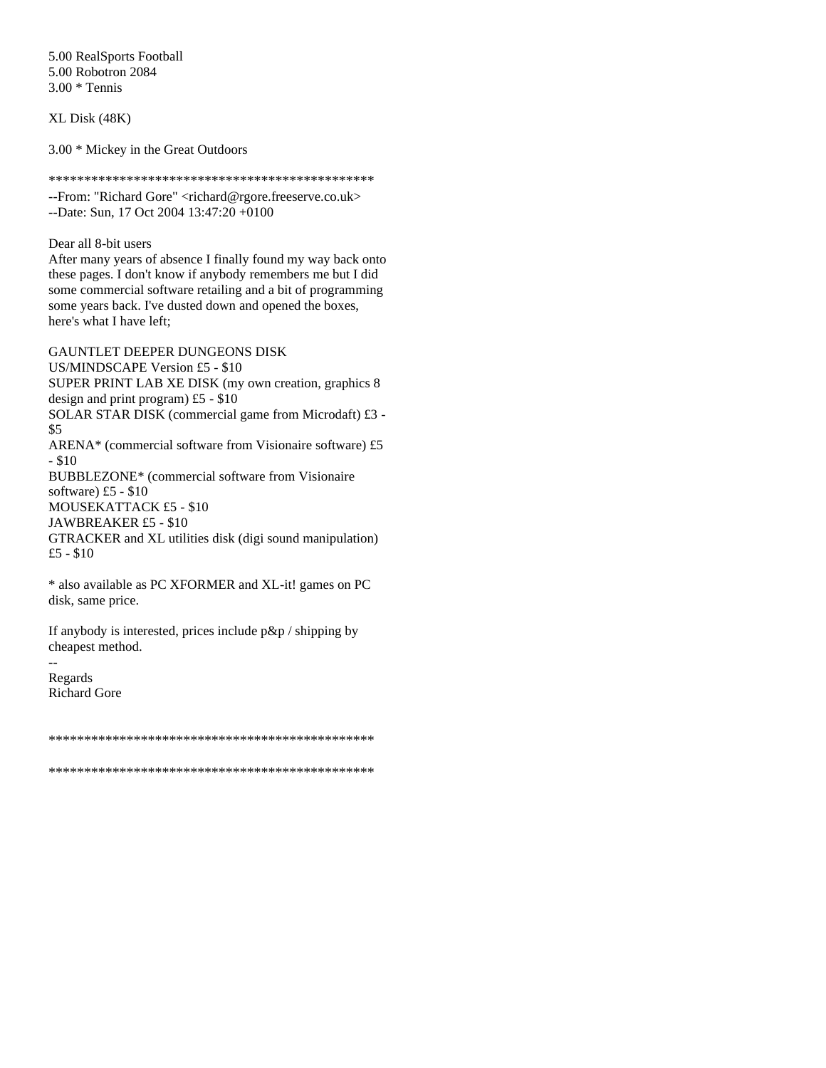5.00 RealSports Football
5.00 Robotron 2084
3.00 * Tennis

XL Disk (48K)

3.00 * Mickey in the Great Outdoors

**********************************************

--From: "Richard Gore" <richard@rgore.freeserve.co.uk>
--Date: Sun, 17 Oct 2004 13:47:20 +0100

Dear all 8-bit users
After many years of absence I finally found my way back onto these pages. I don't know if anybody remembers me but I did some commercial software retailing and a bit of programming some years back. I've dusted down and opened the boxes, here's what I have left;

GAUNTLET DEEPER DUNGEONS DISK
US/MINDSCAPE Version £5 - $10
SUPER PRINT LAB XE DISK (my own creation, graphics 8 design and print program) £5 - $10
SOLAR STAR DISK (commercial game from Microdaft) £3 - $5
ARENA* (commercial software from Visionaire software) £5 - $10
BUBBLEZONE* (commercial software from Visionaire software) £5 - $10
MOUSEKATTACK £5 - $10
JAWBREAKER £5 - $10
GTRACKER and XL utilities disk (digi sound manipulation) £5 - $10

* also available as PC XFORMER and XL-it! games on PC disk, same price.

If anybody is interested, prices include p&p / shipping by cheapest method.

--
Regards
Richard Gore

**********************************************

**********************************************